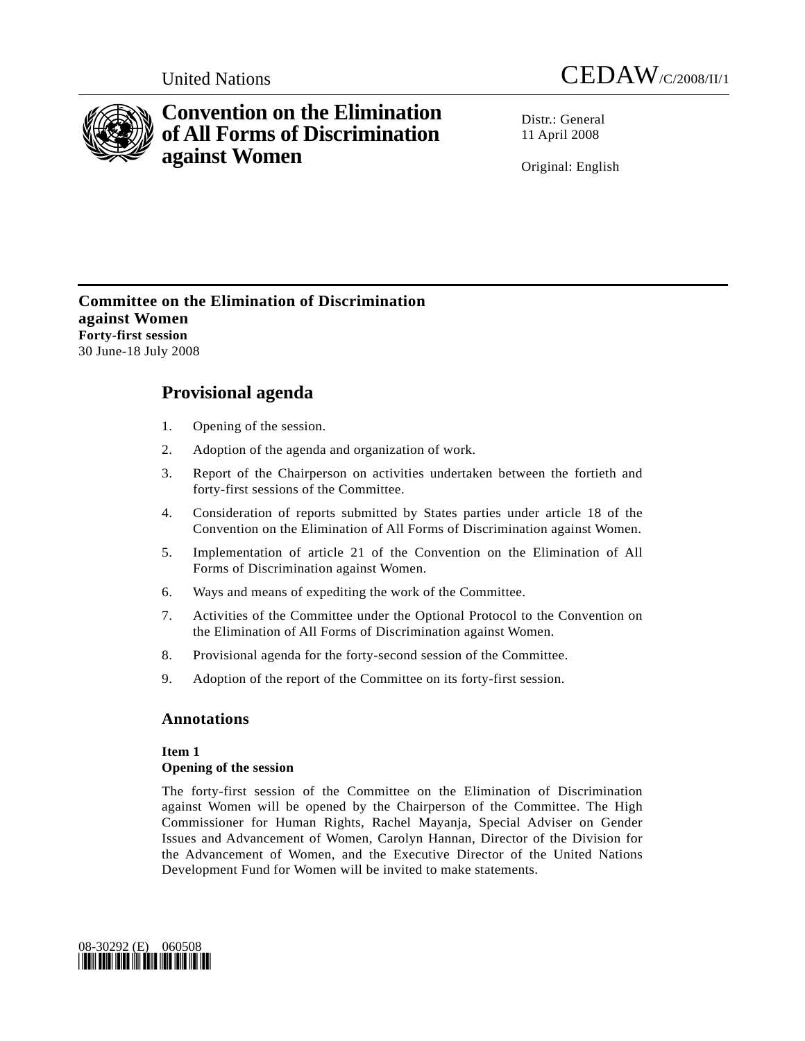United Nations CEDAW/C/2008/II/1

# Convention on the Elimination of All Forms of Discrimination against Women

Distr.: General
11 April 2008

Original: English

**Committee on the Elimination of Discrimination against Women**
**Forty-first session**
30 June-18 July 2008

## Provisional agenda

1. Opening of the session.
2. Adoption of the agenda and organization of work.
3. Report of the Chairperson on activities undertaken between the fortieth and forty-first sessions of the Committee.
4. Consideration of reports submitted by States parties under article 18 of the Convention on the Elimination of All Forms of Discrimination against Women.
5. Implementation of article 21 of the Convention on the Elimination of All Forms of Discrimination against Women.
6. Ways and means of expediting the work of the Committee.
7. Activities of the Committee under the Optional Protocol to the Convention on the Elimination of All Forms of Discrimination against Women.
8. Provisional agenda for the forty-second session of the Committee.
9. Adoption of the report of the Committee on its forty-first session.

## Annotations

**Item 1**
**Opening of the session**

The forty-first session of the Committee on the Elimination of Discrimination against Women will be opened by the Chairperson of the Committee. The High Commissioner for Human Rights, Rachel Mayanja, Special Adviser on Gender Issues and Advancement of Women, Carolyn Hannan, Director of the Division for the Advancement of Women, and the Executive Director of the United Nations Development Fund for Women will be invited to make statements.

08-30292 (E) 060508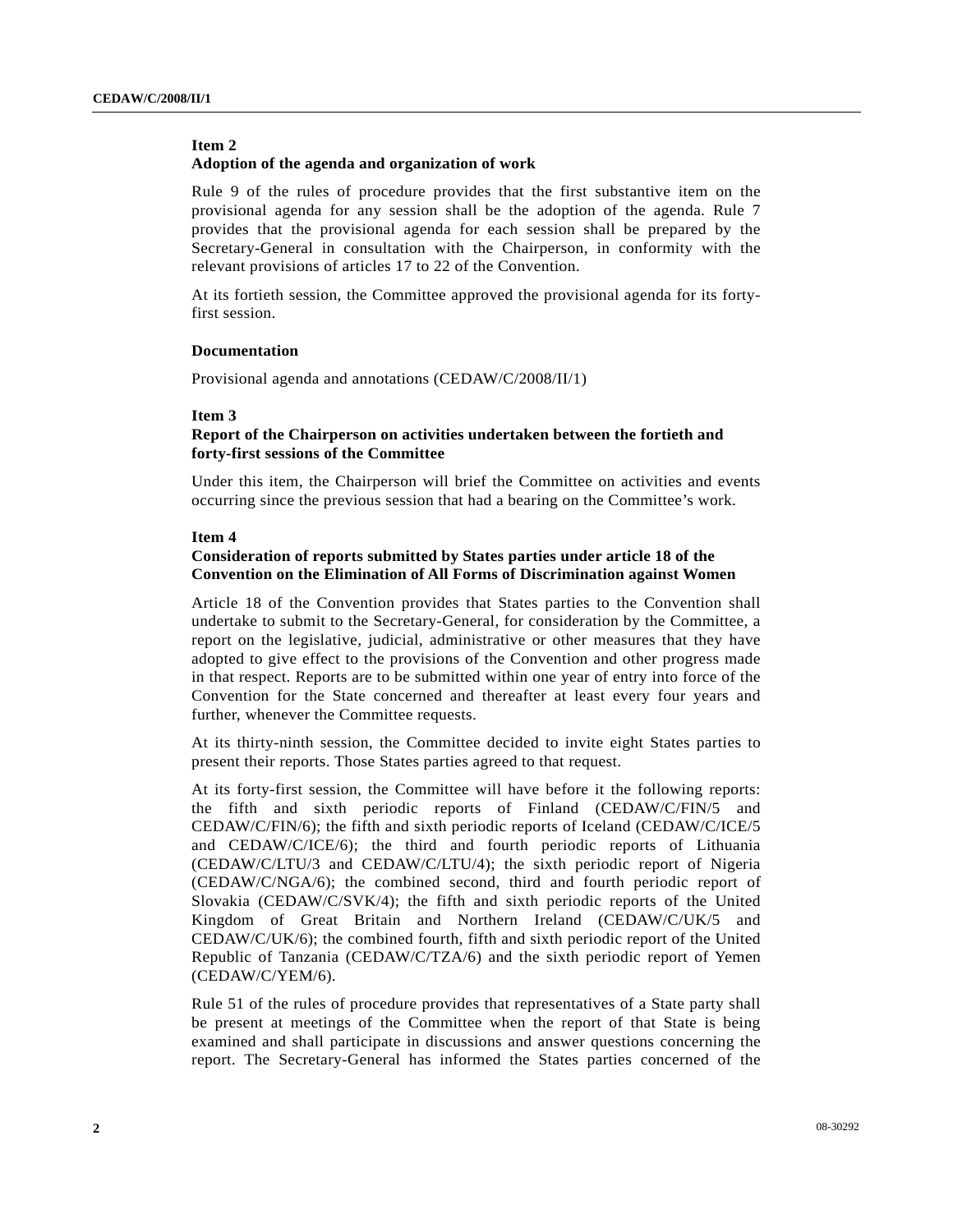**Item 2**
**Adoption of the agenda and organization of work**

Rule 9 of the rules of procedure provides that the first substantive item on the provisional agenda for any session shall be the adoption of the agenda. Rule 7 provides that the provisional agenda for each session shall be prepared by the Secretary-General in consultation with the Chairperson, in conformity with the relevant provisions of articles 17 to 22 of the Convention.

At its fortieth session, the Committee approved the provisional agenda for its forty-first session.

**Documentation**

Provisional agenda and annotations (CEDAW/C/2008/II/1)

**Item 3**
**Report of the Chairperson on activities undertaken between the fortieth and forty-first sessions of the Committee**

Under this item, the Chairperson will brief the Committee on activities and events occurring since the previous session that had a bearing on the Committee's work.

**Item 4**
**Consideration of reports submitted by States parties under article 18 of the Convention on the Elimination of All Forms of Discrimination against Women**

Article 18 of the Convention provides that States parties to the Convention shall undertake to submit to the Secretary-General, for consideration by the Committee, a report on the legislative, judicial, administrative or other measures that they have adopted to give effect to the provisions of the Convention and other progress made in that respect. Reports are to be submitted within one year of entry into force of the Convention for the State concerned and thereafter at least every four years and further, whenever the Committee requests.

At its thirty-ninth session, the Committee decided to invite eight States parties to present their reports. Those States parties agreed to that request.

At its forty-first session, the Committee will have before it the following reports: the fifth and sixth periodic reports of Finland (CEDAW/C/FIN/5 and CEDAW/C/FIN/6); the fifth and sixth periodic reports of Iceland (CEDAW/C/ICE/5 and CEDAW/C/ICE/6); the third and fourth periodic reports of Lithuania (CEDAW/C/LTU/3 and CEDAW/C/LTU/4); the sixth periodic report of Nigeria (CEDAW/C/NGA/6); the combined second, third and fourth periodic report of Slovakia (CEDAW/C/SVK/4); the fifth and sixth periodic reports of the United Kingdom of Great Britain and Northern Ireland (CEDAW/C/UK/5 and CEDAW/C/UK/6); the combined fourth, fifth and sixth periodic report of the United Republic of Tanzania (CEDAW/C/TZA/6) and the sixth periodic report of Yemen (CEDAW/C/YEM/6).

Rule 51 of the rules of procedure provides that representatives of a State party shall be present at meetings of the Committee when the report of that State is being examined and shall participate in discussions and answer questions concerning the report. The Secretary-General has informed the States parties concerned of the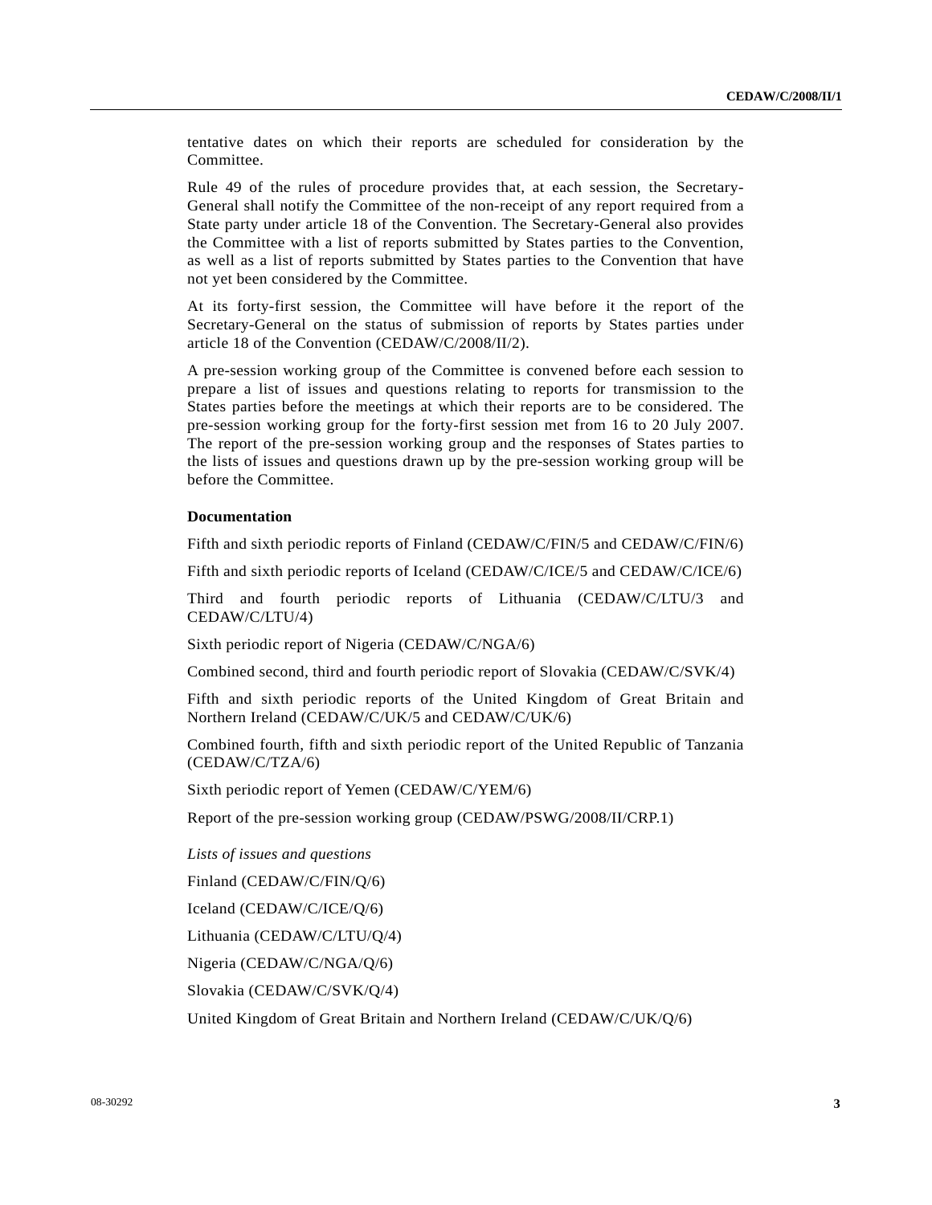tentative dates on which their reports are scheduled for consideration by the Committee.

Rule 49 of the rules of procedure provides that, at each session, the Secretary-General shall notify the Committee of the non-receipt of any report required from a State party under article 18 of the Convention. The Secretary-General also provides the Committee with a list of reports submitted by States parties to the Convention, as well as a list of reports submitted by States parties to the Convention that have not yet been considered by the Committee.

At its forty-first session, the Committee will have before it the report of the Secretary-General on the status of submission of reports by States parties under article 18 of the Convention (CEDAW/C/2008/II/2).

A pre-session working group of the Committee is convened before each session to prepare a list of issues and questions relating to reports for transmission to the States parties before the meetings at which their reports are to be considered. The pre-session working group for the forty-first session met from 16 to 20 July 2007. The report of the pre-session working group and the responses of States parties to the lists of issues and questions drawn up by the pre-session working group will be before the Committee.

**Documentation**

Fifth and sixth periodic reports of Finland (CEDAW/C/FIN/5 and CEDAW/C/FIN/6)

Fifth and sixth periodic reports of Iceland (CEDAW/C/ICE/5 and CEDAW/C/ICE/6)

Third and fourth periodic reports of Lithuania (CEDAW/C/LTU/3 and CEDAW/C/LTU/4)

Sixth periodic report of Nigeria (CEDAW/C/NGA/6)

Combined second, third and fourth periodic report of Slovakia (CEDAW/C/SVK/4)

Fifth and sixth periodic reports of the United Kingdom of Great Britain and Northern Ireland (CEDAW/C/UK/5 and CEDAW/C/UK/6)

Combined fourth, fifth and sixth periodic report of the United Republic of Tanzania (CEDAW/C/TZA/6)

Sixth periodic report of Yemen (CEDAW/C/YEM/6)

Report of the pre-session working group (CEDAW/PSWG/2008/II/CRP.1)

*Lists of issues and questions*

Finland (CEDAW/C/FIN/Q/6)

Iceland (CEDAW/C/ICE/Q/6)

Lithuania (CEDAW/C/LTU/Q/4)

Nigeria (CEDAW/C/NGA/Q/6)

Slovakia (CEDAW/C/SVK/Q/4)

United Kingdom of Great Britain and Northern Ireland (CEDAW/C/UK/Q/6)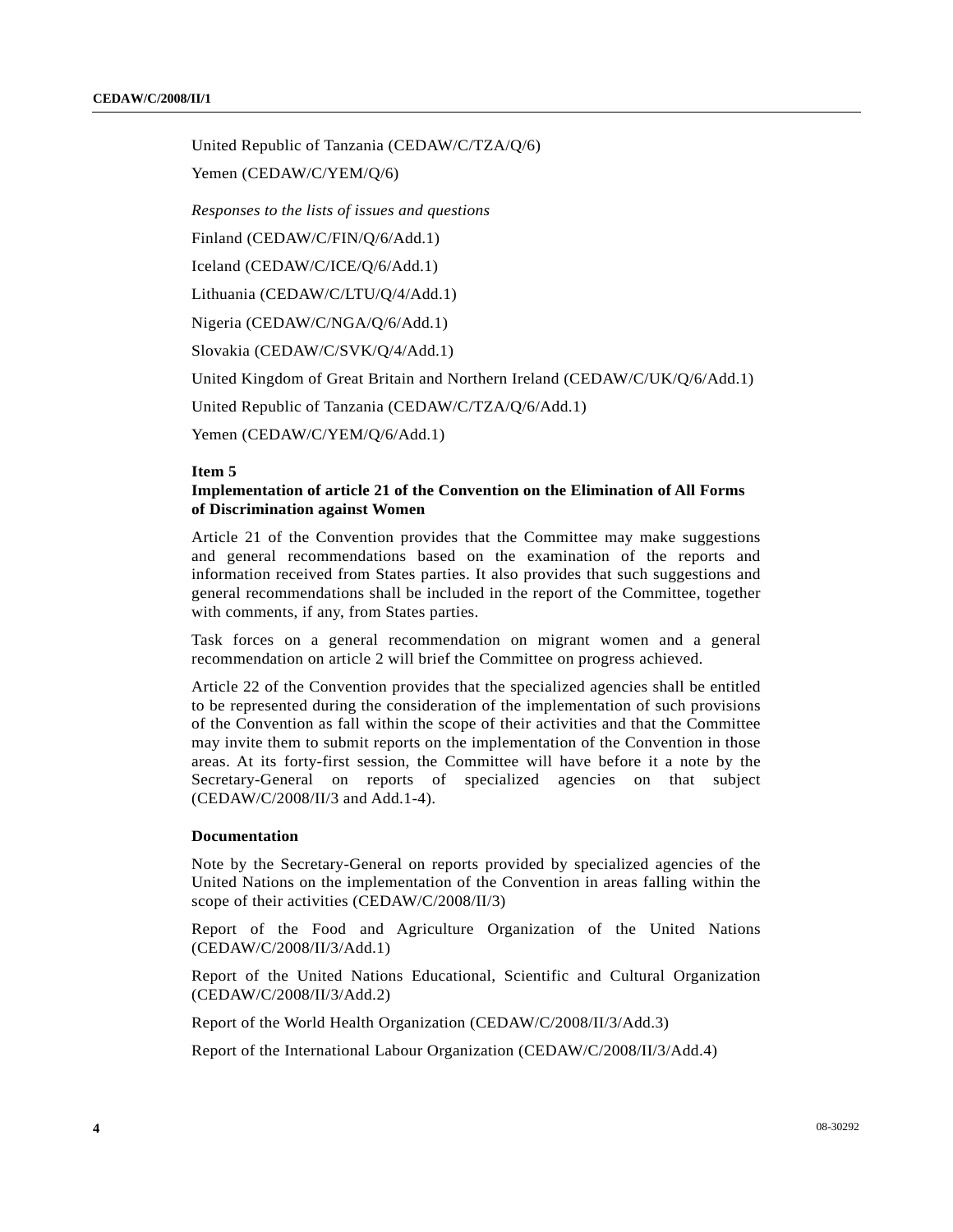United Republic of Tanzania (CEDAW/C/TZA/Q/6)

Yemen (CEDAW/C/YEM/Q/6)

*Responses to the lists of issues and questions*

Finland (CEDAW/C/FIN/Q/6/Add.1)

Iceland (CEDAW/C/ICE/Q/6/Add.1)

Lithuania (CEDAW/C/LTU/Q/4/Add.1)

Nigeria (CEDAW/C/NGA/Q/6/Add.1)

Slovakia (CEDAW/C/SVK/Q/4/Add.1)

United Kingdom of Great Britain and Northern Ireland (CEDAW/C/UK/Q/6/Add.1)

United Republic of Tanzania (CEDAW/C/TZA/Q/6/Add.1)

Yemen (CEDAW/C/YEM/Q/6/Add.1)

**Item 5**
**Implementation of article 21 of the Convention on the Elimination of All Forms of Discrimination against Women**

Article 21 of the Convention provides that the Committee may make suggestions and general recommendations based on the examination of the reports and information received from States parties. It also provides that such suggestions and general recommendations shall be included in the report of the Committee, together with comments, if any, from States parties.

Task forces on a general recommendation on migrant women and a general recommendation on article 2 will brief the Committee on progress achieved.

Article 22 of the Convention provides that the specialized agencies shall be entitled to be represented during the consideration of the implementation of such provisions of the Convention as fall within the scope of their activities and that the Committee may invite them to submit reports on the implementation of the Convention in those areas. At its forty-first session, the Committee will have before it a note by the Secretary-General on reports of specialized agencies on that subject (CEDAW/C/2008/II/3 and Add.1-4).

**Documentation**

Note by the Secretary-General on reports provided by specialized agencies of the United Nations on the implementation of the Convention in areas falling within the scope of their activities (CEDAW/C/2008/II/3)

Report of the Food and Agriculture Organization of the United Nations (CEDAW/C/2008/II/3/Add.1)

Report of the United Nations Educational, Scientific and Cultural Organization (CEDAW/C/2008/II/3/Add.2)

Report of the World Health Organization (CEDAW/C/2008/II/3/Add.3)

Report of the International Labour Organization (CEDAW/C/2008/II/3/Add.4)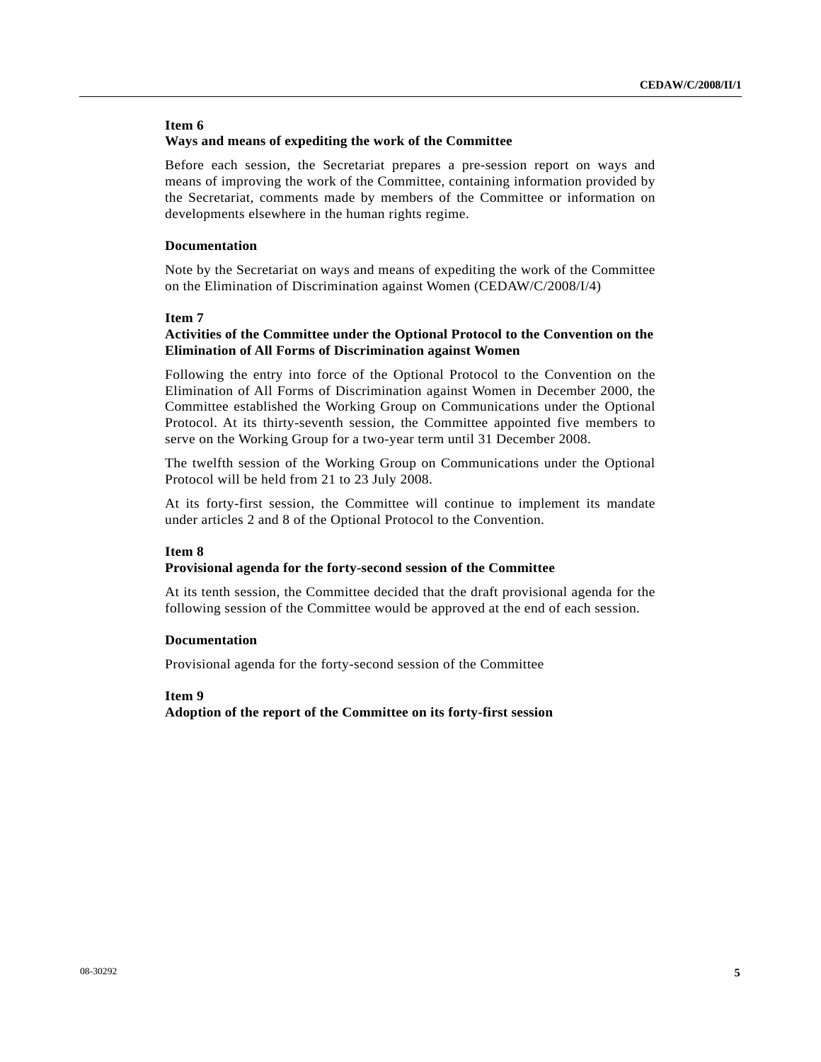**Item 6**
**Ways and means of expediting the work of the Committee**

Before each session, the Secretariat prepares a pre-session report on ways and means of improving the work of the Committee, containing information provided by the Secretariat, comments made by members of the Committee or information on developments elsewhere in the human rights regime.

**Documentation**

Note by the Secretariat on ways and means of expediting the work of the Committee on the Elimination of Discrimination against Women (CEDAW/C/2008/I/4)

**Item 7**
**Activities of the Committee under the Optional Protocol to the Convention on the Elimination of All Forms of Discrimination against Women**

Following the entry into force of the Optional Protocol to the Convention on the Elimination of All Forms of Discrimination against Women in December 2000, the Committee established the Working Group on Communications under the Optional Protocol. At its thirty-seventh session, the Committee appointed five members to serve on the Working Group for a two-year term until 31 December 2008.

The twelfth session of the Working Group on Communications under the Optional Protocol will be held from 21 to 23 July 2008.

At its forty-first session, the Committee will continue to implement its mandate under articles 2 and 8 of the Optional Protocol to the Convention.

**Item 8**
**Provisional agenda for the forty-second session of the Committee**

At its tenth session, the Committee decided that the draft provisional agenda for the following session of the Committee would be approved at the end of each session.

**Documentation**

Provisional agenda for the forty-second session of the Committee

**Item 9**
**Adoption of the report of the Committee on its forty-first session**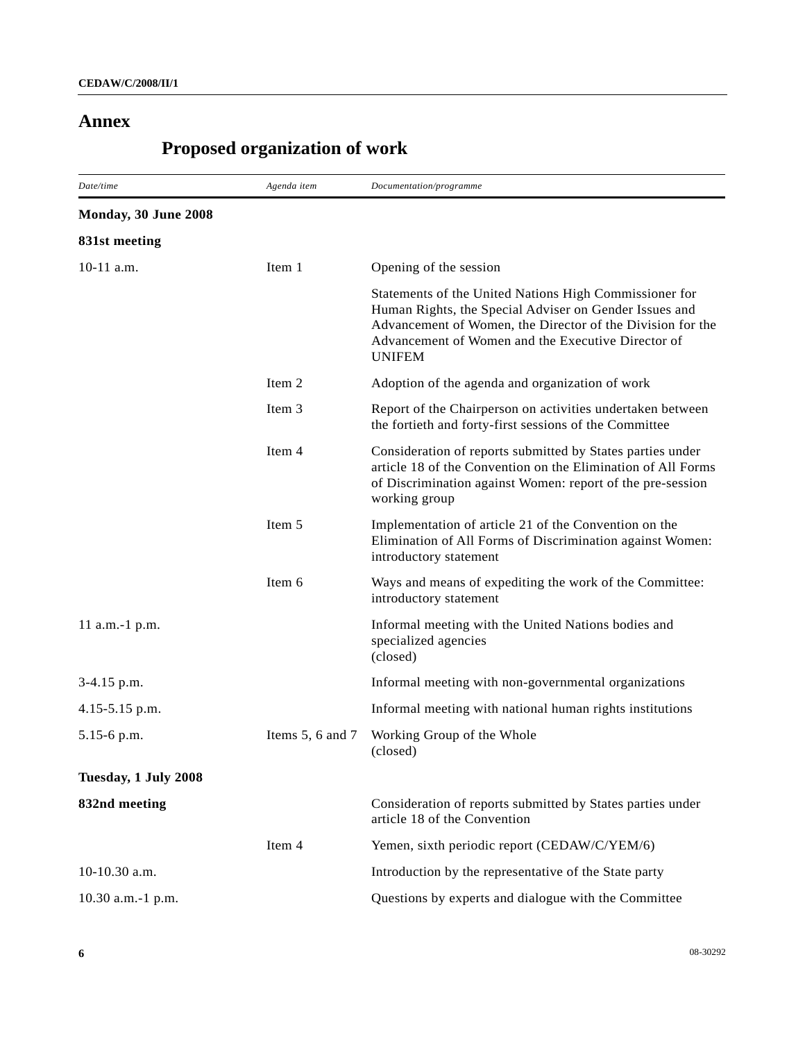# Annex

## Proposed organization of work

| *Date/time* | *Agenda item* | *Documentation/programme* |
|---|---|---|
| **Monday, 30 June 2008** | | |
| **831st meeting** | | |
| 10-11 a.m. | Item 1 | Opening of the session |
| | | Statements of the United Nations High Commissioner for Human Rights, the Special Adviser on Gender Issues and Advancement of Women, the Director of the Division for the Advancement of Women and the Executive Director of UNIFEM |
| | Item 2 | Adoption of the agenda and organization of work |
| | Item 3 | Report of the Chairperson on activities undertaken between the fortieth and forty-first sessions of the Committee |
| | Item 4 | Consideration of reports submitted by States parties under article 18 of the Convention on the Elimination of All Forms of Discrimination against Women: report of the pre-session working group |
| | Item 5 | Implementation of article 21 of the Convention on the Elimination of All Forms of Discrimination against Women: introductory statement |
| | Item 6 | Ways and means of expediting the work of the Committee: introductory statement |
| 11 a.m.-1 p.m. | | Informal meeting with the United Nations bodies and specialized agencies (closed) |
| 3-4.15 p.m. | | Informal meeting with non-governmental organizations |
| 4.15-5.15 p.m. | | Informal meeting with national human rights institutions |
| 5.15-6 p.m. | Items 5, 6 and 7 | Working Group of the Whole (closed) |
| **Tuesday, 1 July 2008** | | |
| **832nd meeting** | | Consideration of reports submitted by States parties under article 18 of the Convention |
| | Item 4 | Yemen, sixth periodic report (CEDAW/C/YEM/6) |
| 10-10.30 a.m. | | Introduction by the representative of the State party |
| 10.30 a.m.-1 p.m. | | Questions by experts and dialogue with the Committee |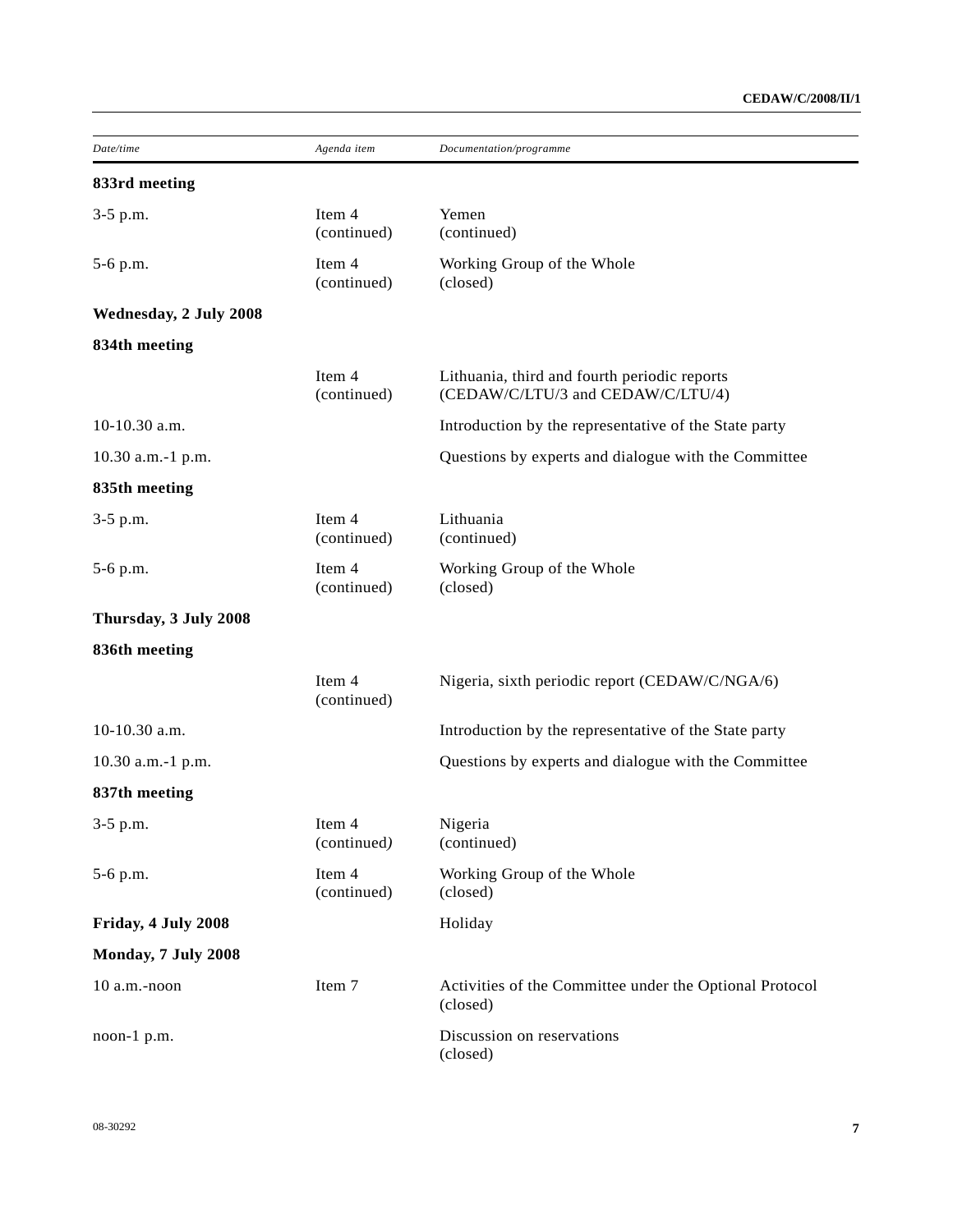| *Date/time* | *Agenda item* | *Documentation/programme* |
|---|---|---|
| **833rd meeting** | | |
| 3-5 p.m. | Item 4 (continued) | Yemen (continued) |
| 5-6 p.m. | Item 4 (continued) | Working Group of the Whole (closed) |
| **Wednesday, 2 July 2008** | | |
| **834th meeting** | | |
| | Item 4 (continued) | Lithuania, third and fourth periodic reports (CEDAW/C/LTU/3 and CEDAW/C/LTU/4) |
| 10-10.30 a.m. | | Introduction by the representative of the State party |
| 10.30 a.m.-1 p.m. | | Questions by experts and dialogue with the Committee |
| **835th meeting** | | |
| 3-5 p.m. | Item 4 (continued) | Lithuania (continued) |
| 5-6 p.m. | Item 4 (continued) | Working Group of the Whole (closed) |
| **Thursday, 3 July 2008** | | |
| **836th meeting** | | |
| | Item 4 (continued) | Nigeria, sixth periodic report (CEDAW/C/NGA/6) |
| 10-10.30 a.m. | | Introduction by the representative of the State party |
| 10.30 a.m.-1 p.m. | | Questions by experts and dialogue with the Committee |
| **837th meeting** | | |
| 3-5 p.m. | Item 4 (continued) | Nigeria (continued) |
| 5-6 p.m. | Item 4 (continued) | Working Group of the Whole (closed) |
| **Friday, 4 July 2008** | | Holiday |
| **Monday, 7 July 2008** | | |
| 10 a.m.-noon | Item 7 | Activities of the Committee under the Optional Protocol (closed) |
| noon-1 p.m. | | Discussion on reservations (closed) |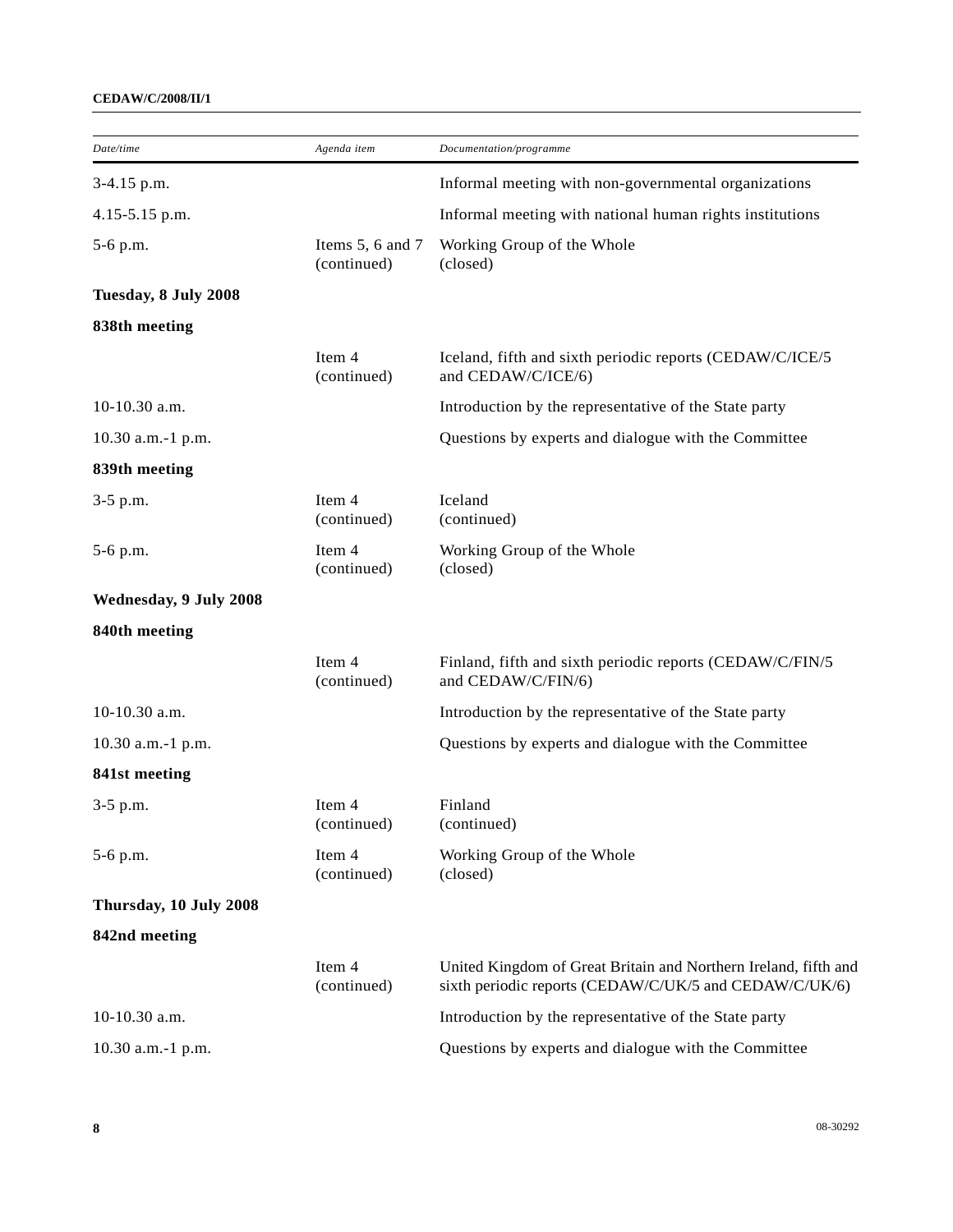| Date/time | Agenda item | Documentation/programme |
|---|---|---|
| 3-4.15 p.m. | | Informal meeting with non-governmental organizations |
| 4.15-5.15 p.m. | | Informal meeting with national human rights institutions |
| 5-6 p.m. | Items 5, 6 and 7 (continued) | Working Group of the Whole (closed) |
| **Tuesday, 8 July 2008** | | |
| **838th meeting** | | |
| | Item 4 (continued) | Iceland, fifth and sixth periodic reports (CEDAW/C/ICE/5 and CEDAW/C/ICE/6) |
| 10-10.30 a.m. | | Introduction by the representative of the State party |
| 10.30 a.m.-1 p.m. | | Questions by experts and dialogue with the Committee |
| **839th meeting** | | |
| 3-5 p.m. | Item 4 (continued) | Iceland (continued) |
| 5-6 p.m. | Item 4 (continued) | Working Group of the Whole (closed) |
| **Wednesday, 9 July 2008** | | |
| **840th meeting** | | |
| | Item 4 (continued) | Finland, fifth and sixth periodic reports (CEDAW/C/FIN/5 and CEDAW/C/FIN/6) |
| 10-10.30 a.m. | | Introduction by the representative of the State party |
| 10.30 a.m.-1 p.m. | | Questions by experts and dialogue with the Committee |
| **841st meeting** | | |
| 3-5 p.m. | Item 4 (continued) | Finland (continued) |
| 5-6 p.m. | Item 4 (continued) | Working Group of the Whole (closed) |
| **Thursday, 10 July 2008** | | |
| **842nd meeting** | | |
| | Item 4 (continued) | United Kingdom of Great Britain and Northern Ireland, fifth and sixth periodic reports (CEDAW/C/UK/5 and CEDAW/C/UK/6) |
| 10-10.30 a.m. | | Introduction by the representative of the State party |
| 10.30 a.m.-1 p.m. | | Questions by experts and dialogue with the Committee |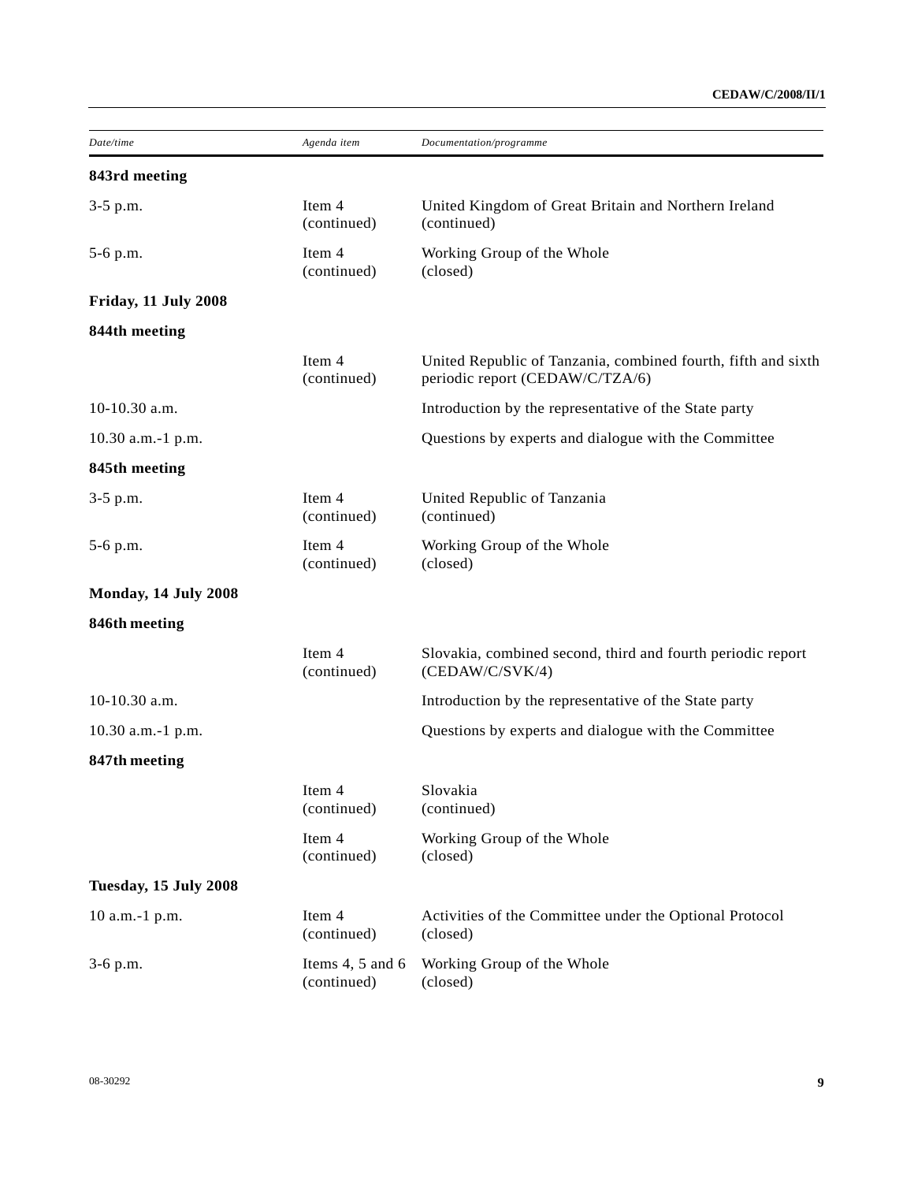| *Date/time* | *Agenda item* | *Documentation/programme* |
|---|---|---|
| **843rd meeting** | | |
| 3-5 p.m. | Item 4 (continued) | United Kingdom of Great Britain and Northern Ireland (continued) |
| 5-6 p.m. | Item 4 (continued) | Working Group of the Whole (closed) |
| **Friday, 11 July 2008** | | |
| **844th meeting** | | |
| | Item 4 (continued) | United Republic of Tanzania, combined fourth, fifth and sixth periodic report (CEDAW/C/TZA/6) |
| 10-10.30 a.m. | | Introduction by the representative of the State party |
| 10.30 a.m.-1 p.m. | | Questions by experts and dialogue with the Committee |
| **845th meeting** | | |
| 3-5 p.m. | Item 4 (continued) | United Republic of Tanzania (continued) |
| 5-6 p.m. | Item 4 (continued) | Working Group of the Whole (closed) |
| **Monday, 14 July 2008** | | |
| **846th meeting** | | |
| | Item 4 (continued) | Slovakia, combined second, third and fourth periodic report (CEDAW/C/SVK/4) |
| 10-10.30 a.m. | | Introduction by the representative of the State party |
| 10.30 a.m.-1 p.m. | | Questions by experts and dialogue with the Committee |
| **847th meeting** | | |
| | Item 4 (continued) | Slovakia (continued) |
| | Item 4 (continued) | Working Group of the Whole (closed) |
| **Tuesday, 15 July 2008** | | |
| 10 a.m.-1 p.m. | Item 4 (continued) | Activities of the Committee under the Optional Protocol (closed) |
| 3-6 p.m. | Items 4, 5 and 6 (continued) | Working Group of the Whole (closed) |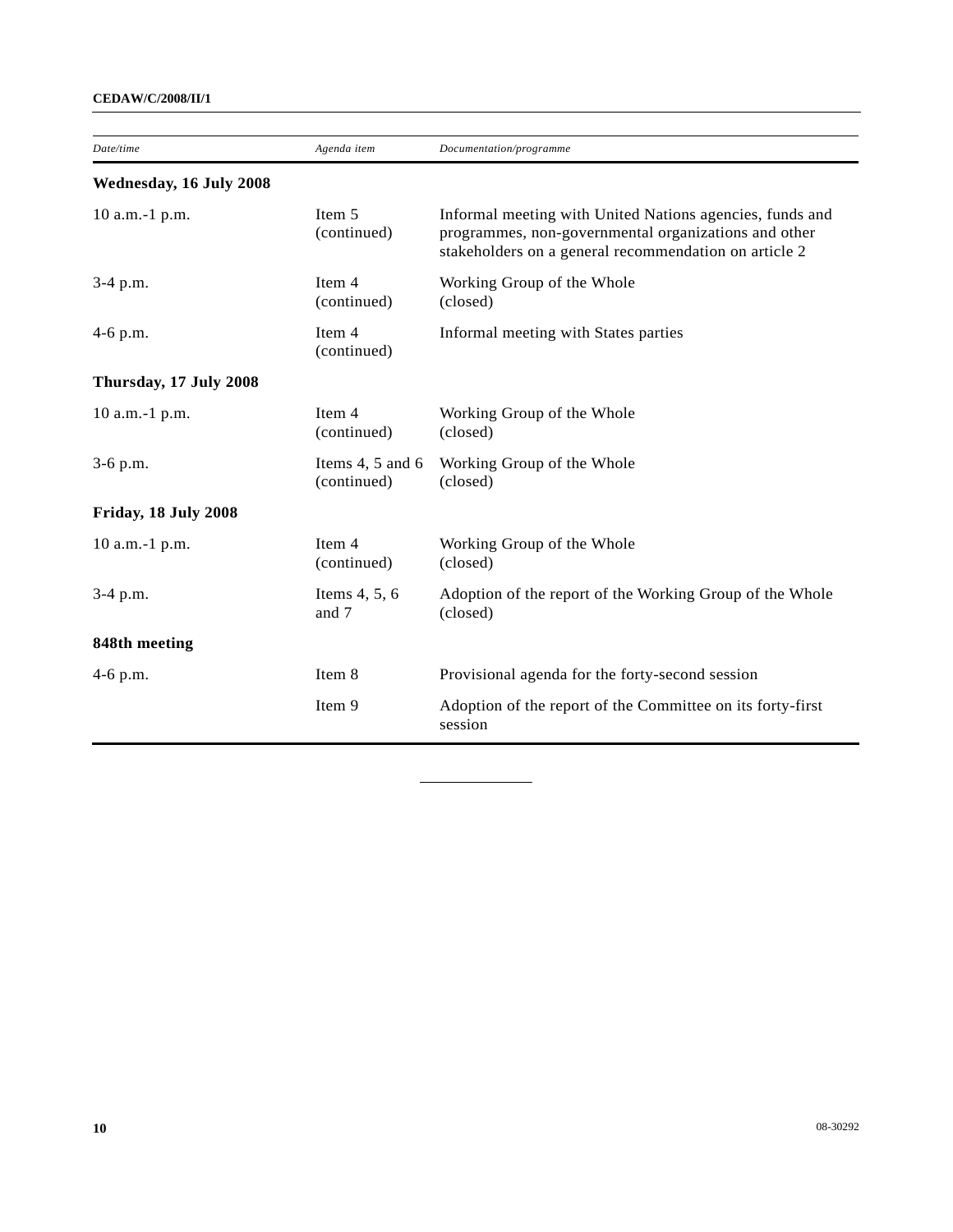| *Date/time* | *Agenda item* | *Documentation/programme* |
|---|---|---|
| **Wednesday, 16 July 2008** | | |
| 10 a.m.-1 p.m. | Item 5 (continued) | Informal meeting with United Nations agencies, funds and programmes, non-governmental organizations and other stakeholders on a general recommendation on article 2 |
| 3-4 p.m. | Item 4 (continued) | Working Group of the Whole (closed) |
| 4-6 p.m. | Item 4 (continued) | Informal meeting with States parties |
| **Thursday, 17 July 2008** | | |
| 10 a.m.-1 p.m. | Item 4 (continued) | Working Group of the Whole (closed) |
| 3-6 p.m. | Items 4, 5 and 6 (continued) | Working Group of the Whole (closed) |
| **Friday, 18 July 2008** | | |
| 10 a.m.-1 p.m. | Item 4 (continued) | Working Group of the Whole (closed) |
| 3-4 p.m. | Items 4, 5, 6 and 7 | Adoption of the report of the Working Group of the Whole (closed) |
| **848th meeting** | | |
| 4-6 p.m. | Item 8 | Provisional agenda for the forty-second session |
| | Item 9 | Adoption of the report of the Committee on its forty-first session |